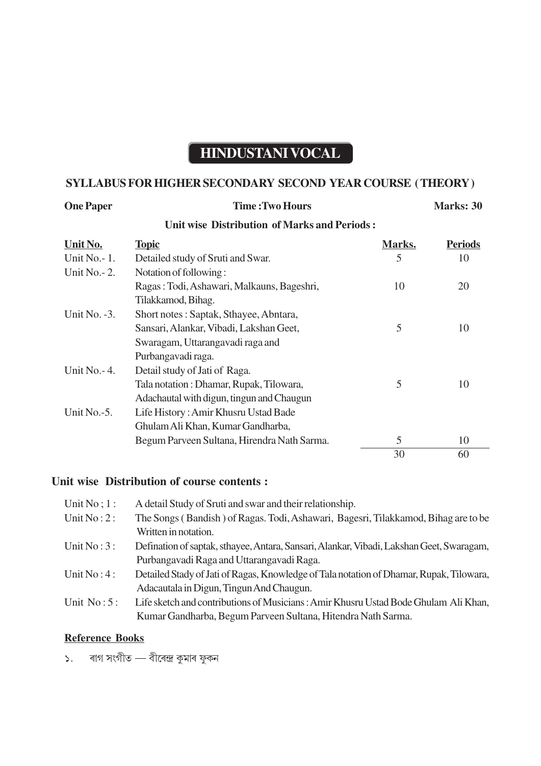# HINDUSTANI VOCAL

## SYLLABUS FOR HIGHER SECONDARY SECOND YEAR COURSE ( THEORY )

**One Paper** | **Time :Two Hours** | **Marks: 30**

**Unit wise Distribution of Marks and Periods :**

| Unit No. | Topic | Marks. | Periods |
|---|---|---|---|
| Unit No.- 1. | Detailed study of Sruti and Swar. | 5 | 10 |
| Unit No.- 2. | Notation of following : Ragas : Todi, Ashawari, Malkauns, Bageshri, Tilakkamod, Bihag. | 10 | 20 |
| Unit No. -3. | Short notes : Saptak, Sthayee, Abntara, Sansari, Alankar, Vibadi, Lakshan Geet, Swaragam, Uttarangavadi raga and Purbangavadi raga. | 5 | 10 |
| Unit No.- 4. | Detail study of Jati of Raga. Tala notation : Dhamar, Rupak, Tilowara, Adachautal with digun, tingun and Chaugun | 5 | 10 |
| Unit No.-5. | Life History : Amir Khusru Ustad Bade Ghulam Ali Khan, Kumar Gandharba, Begum Parveen Sultana, Hirendra Nath Sarma. | 5 | 10 |
| | | 30 | 60 |

## Unit wise Distribution of course contents :

Unit No ; 1 : A detail Study of Sruti and swar and their relationship.

Unit No : 2 : The Songs ( Bandish ) of Ragas. Todi, Ashawari, Bagesri, Tilakkamod, Bihag are to be Written in notation.

Unit No : 3 : Defination of saptak, sthayee, Antara, Sansari, Alankar, Vibadi, Lakshan Geet, Swaragam, Purbangavadi Raga and Uttarangavadi Raga.

Unit No : 4 : Detailed Stady of Jati of Ragas, Knowledge of Tala notation of Dhamar, Rupak, Tilowara, Adacautala in Digun, Tingun And Chaugun.

Unit No : 5 : Life sketch and contributions of Musicians : Amir Khusru Ustad Bode Ghulam Ali Khan, Kumar Gandharba, Begum Parveen Sultana, Hitendra Nath Sarma.

**Reference Books**

১. ৰাগ সংগীত — বীৰেন্দ্ৰ কুমাৰ ফুকন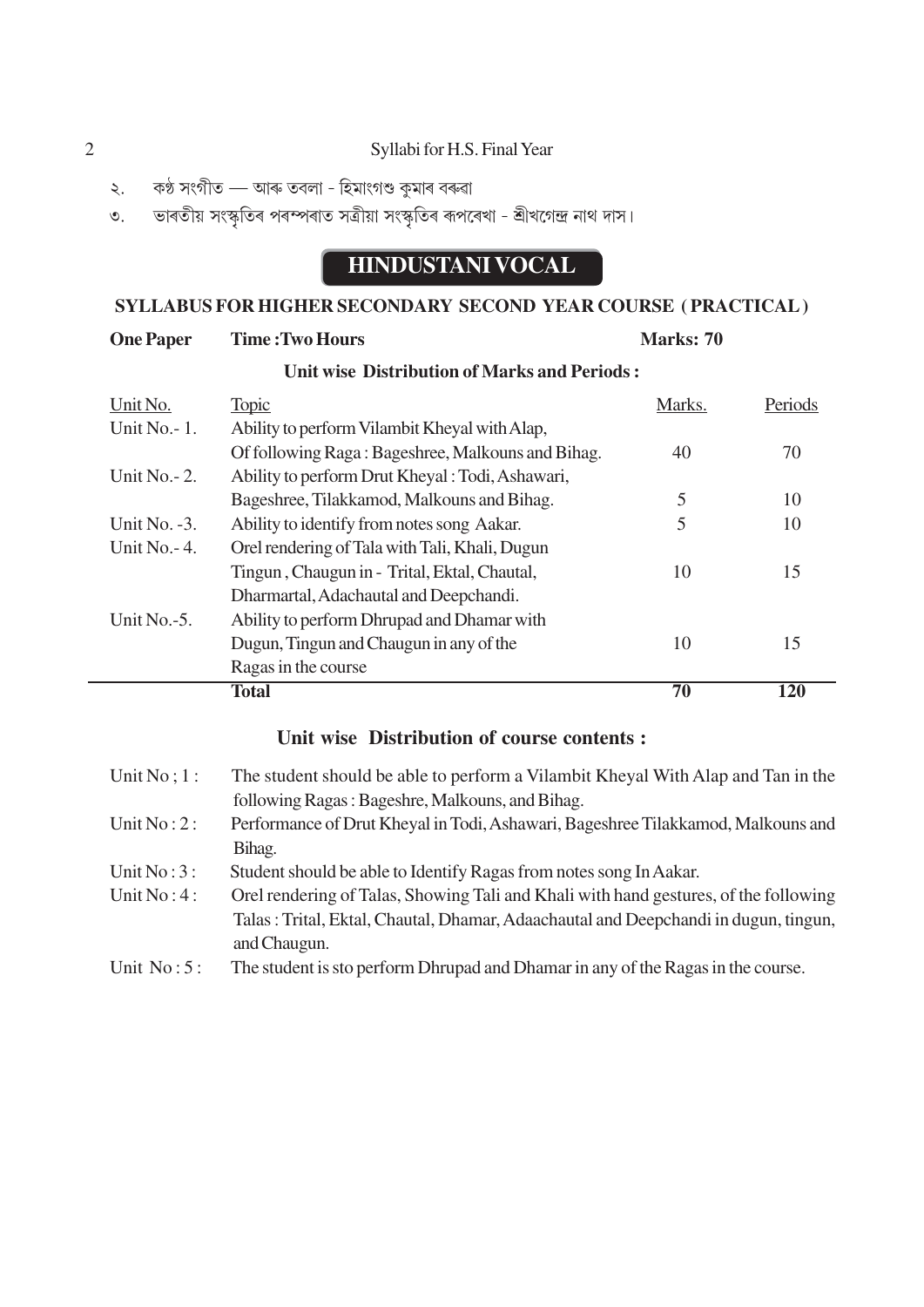২. কণ্ঠ সংগীত — আৰু তবলা - হিমাংগশু কুমাৰ বৰুৱা

৩. ভাৰতীয় সংস্কৃতিৰ পৰম্পৰাত সত্ৰীয়া সংস্কৃতিৰ ৰূপৰেখা - শ্ৰীখগেন্দ্ৰ নাথ দাস।

# HINDUSTANI VOCAL

## SYLLABUS FOR HIGHER SECONDARY SECOND YEAR COURSE ( PRACTICAL )

**One Paper** **Time :Two Hours** **Marks: 70**

### Unit wise Distribution of Marks and Periods :

| Unit No. | Topic | Marks. | Periods |
|---|---|---|---|
| Unit No.- 1. | Ability to perform Vilambit Kheyal with Alap, Of following Raga : Bageshree, Malkouns and Bihag. | 40 | 70 |
| Unit No.- 2. | Ability to perform Drut Kheyal : Todi, Ashawari, Bageshree, Tilakkamod, Malkouns and Bihag. | 5 | 10 |
| Unit No. -3. | Ability to identify from notes song Aakar. | 5 | 10 |
| Unit No.- 4. | Orel rendering of Tala with Tali, Khali, Dugun Tingun , Chaugun in - Trital, Ektal, Chautal, Dharmartal, Adachautal and Deepchandi. | 10 | 15 |
| Unit No.-5. | Ability to perform Dhrupad and Dhamar with Dugun, Tingun and Chaugun in any of the Ragas in the course | 10 | 15 |
| | **Total** | **70** | **120** |

### Unit wise Distribution of course contents :

Unit No ; 1 : The student should be able to perform a Vilambit Kheyal With Alap and Tan in the following Ragas : Bageshre, Malkouns, and Bihag.

Unit No : 2 : Performance of Drut Kheyal in Todi, Ashawari, Bageshree Tilakkamod, Malkouns and Bihag.

Unit No : 3 : Student should be able to Identify Ragas from notes song In Aakar.

Unit No : 4 : Orel rendering of Talas, Showing Tali and Khali with hand gestures, of the following Talas : Trital, Ektal, Chautal, Dhamar, Adaachautal and Deepchandi in dugun, tingun, and Chaugun.

Unit No : 5 : The student is sto perform Dhrupad and Dhamar in any of the Ragas in the course.